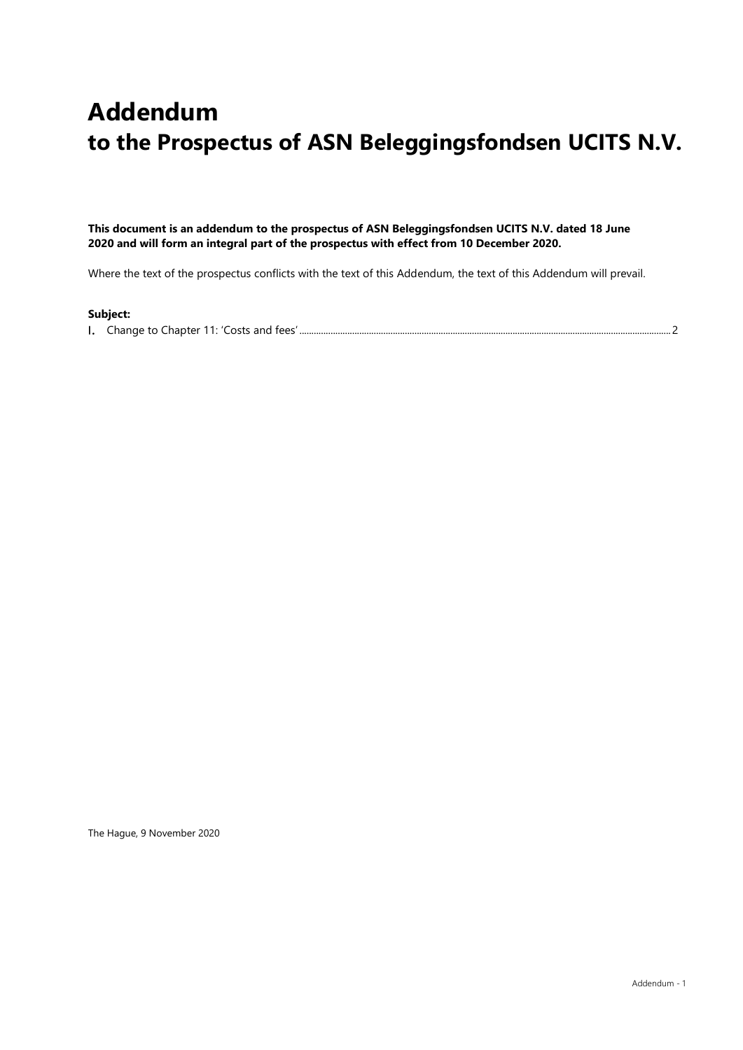# Addendum
# to the Prospectus of ASN Beleggingsfondsen UCITS N.V.

**This document is an addendum to the prospectus of ASN Beleggingsfondsen UCITS N.V. dated 18 June 2020 and will form an integral part of the prospectus with effect from 10 December 2020.**

Where the text of the prospectus conflicts with the text of this Addendum, the text of this Addendum will prevail.

**Subject:**

I. Change to Chapter 11: 'Costs and fees' ........................................................................................................ 2

The Hague, 9 November 2020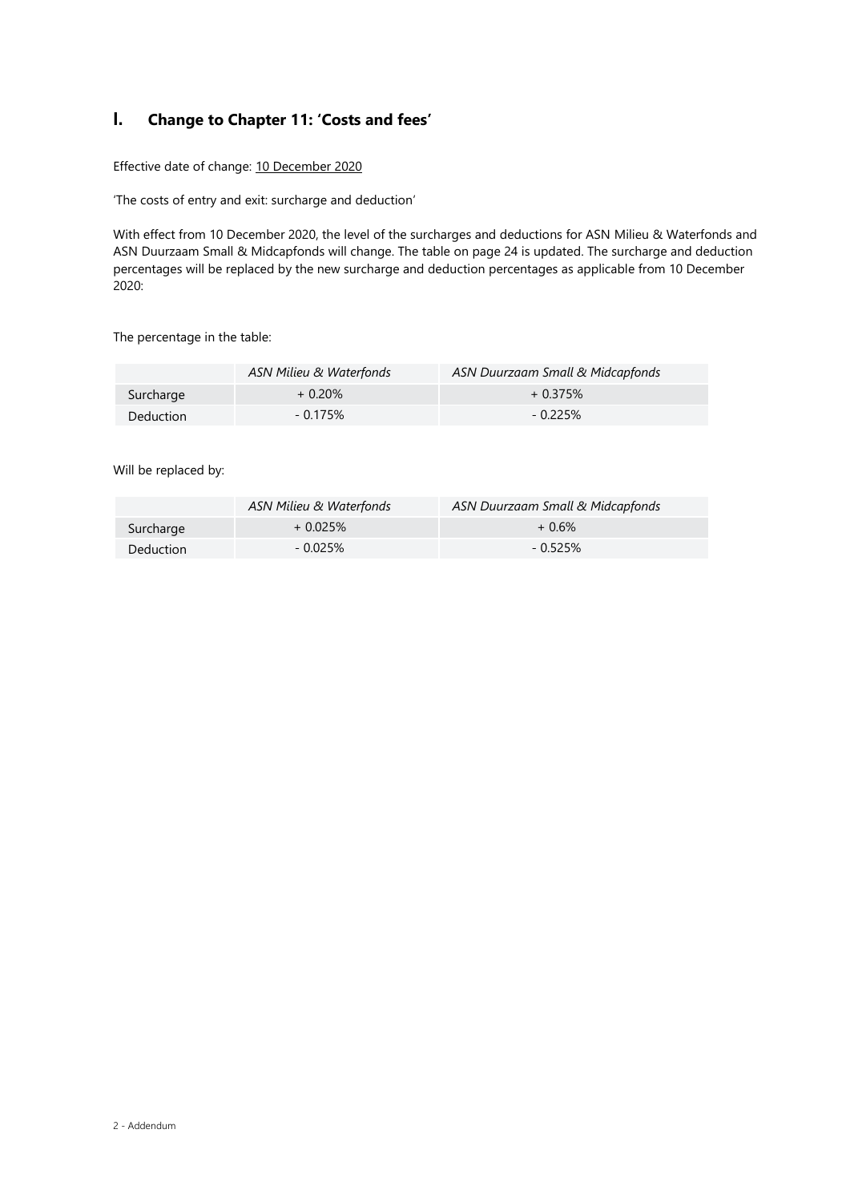## I. Change to Chapter 11: 'Costs and fees'

Effective date of change: 10 December 2020

'The costs of entry and exit: surcharge and deduction'

With effect from 10 December 2020, the level of the surcharges and deductions for ASN Milieu & Waterfonds and ASN Duurzaam Small & Midcapfonds will change. The table on page 24 is updated. The surcharge and deduction percentages will be replaced by the new surcharge and deduction percentages as applicable from 10 December 2020:

The percentage in the table:

| | *ASN Milieu & Waterfonds* | *ASN Duurzaam Small & Midcapfonds* |
|---|---|---|
| Surcharge | + 0.20% | + 0.375% |
| Deduction | - 0.175% | - 0.225% |

Will be replaced by:

| | *ASN Milieu & Waterfonds* | *ASN Duurzaam Small & Midcapfonds* |
|---|---|---|
| Surcharge | + 0.025% | + 0.6% |
| Deduction | - 0.025% | - 0.525% |